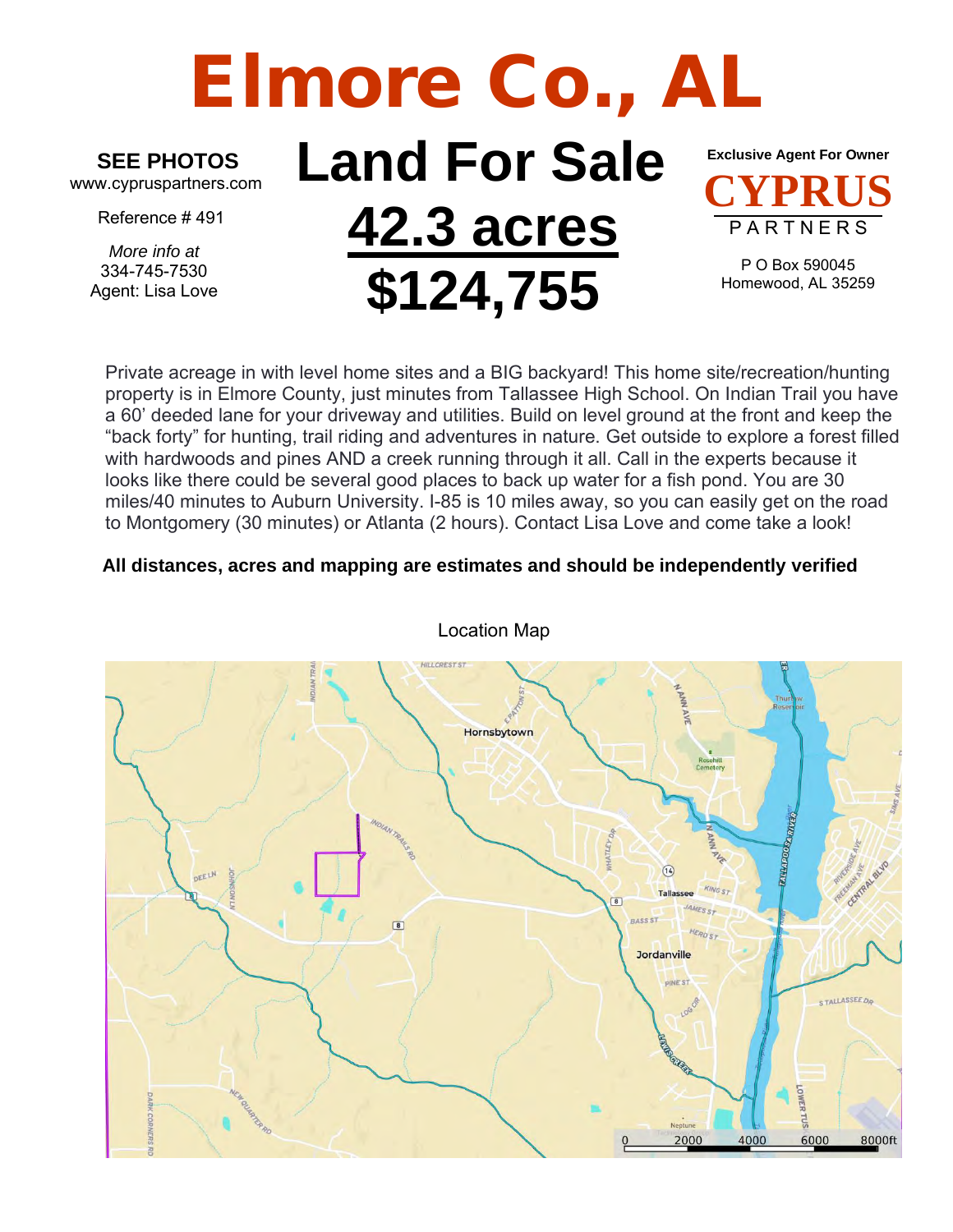# Elmore Co., AL

**SEE PHOTOS**
www.cypruspartners.com

Reference # 491

*More info at*
334-745-7530
Agent: Lisa Love

# Land For Sale
# 42.3 acres
# $124,755

**Exclusive Agent For Owner**

**CYPRUS**
PARTNERS

P O Box 590045
Homewood, AL 35259

Private acreage in with level home sites and a BIG backyard! This home site/recreation/hunting property is in Elmore County, just minutes from Tallassee High School. On Indian Trail you have a 60' deeded lane for your driveway and utilities. Build on level ground at the front and keep the "back forty" for hunting, trail riding and adventures in nature. Get outside to explore a forest filled with hardwoods and pines AND a creek running through it all. Call in the experts because it looks like there could be several good places to back up water for a fish pond. You are 30 miles/40 minutes to Auburn University. I-85 is 10 miles away, so you can easily get on the road to Montgomery (30 minutes) or Atlanta (2 hours). Contact Lisa Love and come take a look!

**All distances, acres and mapping are estimates and should be independently verified**

Location Map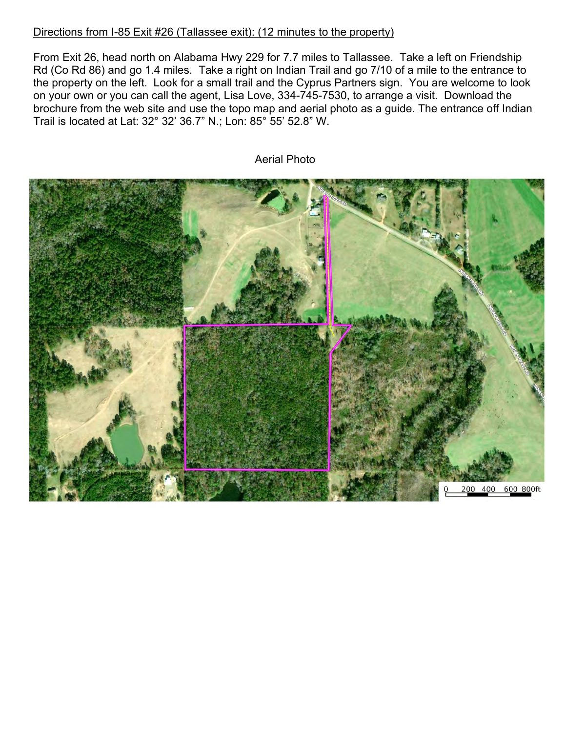Directions from I-85 Exit #26 (Tallassee exit): (12 minutes to the property)

From Exit 26, head north on Alabama Hwy 229 for 7.7 miles to Tallassee. Take a left on Friendship Rd (Co Rd 86) and go 1.4 miles. Take a right on Indian Trail and go 7/10 of a mile to the entrance to the property on the left. Look for a small trail and the Cyprus Partners sign. You are welcome to look on your own or you can call the agent, Lisa Love, 334-745-7530, to arrange a visit. Download the brochure from the web site and use the topo map and aerial photo as a guide. The entrance off Indian Trail is located at Lat: 32° 32' 36.7" N.; Lon: 85° 55' 52.8" W.

Aerial Photo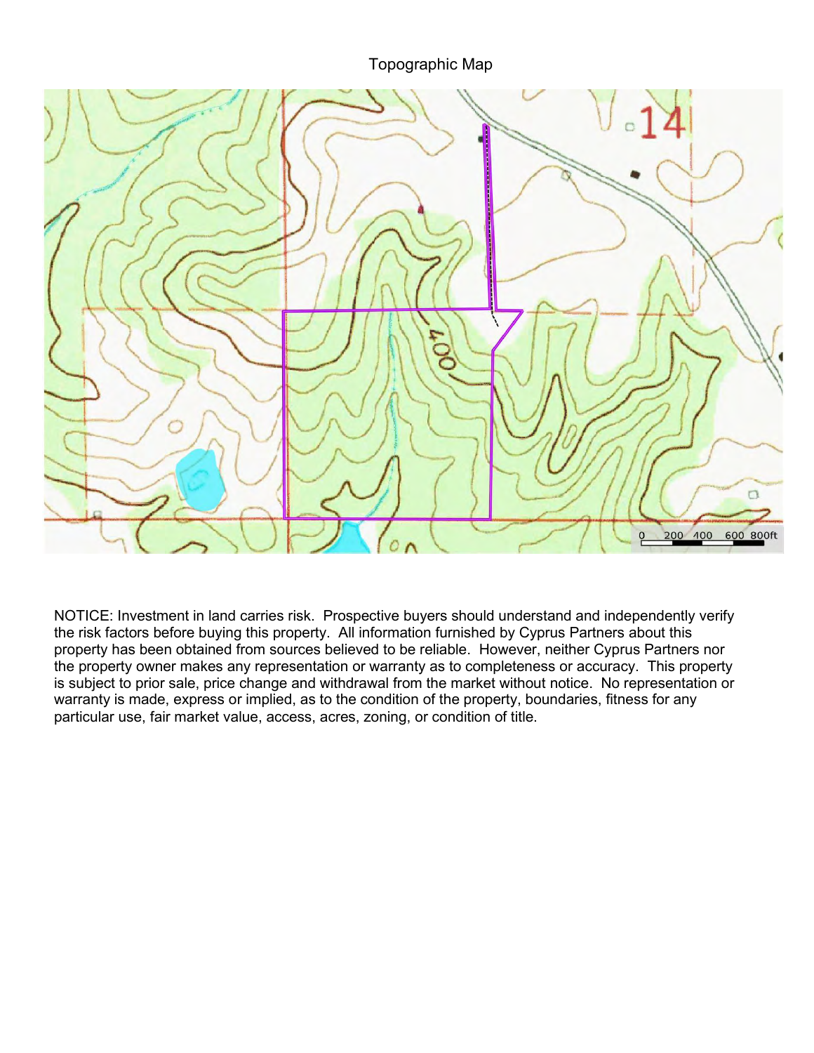Topographic Map

14

400

0 200 400 600 800ft

NOTICE: Investment in land carries risk. Prospective buyers should understand and independently verify the risk factors before buying this property. All information furnished by Cyprus Partners about this property has been obtained from sources believed to be reliable. However, neither Cyprus Partners nor the property owner makes any representation or warranty as to completeness or accuracy. This property is subject to prior sale, price change and withdrawal from the market without notice. No representation or warranty is made, express or implied, as to the condition of the property, boundaries, fitness for any particular use, fair market value, access, acres, zoning, or condition of title.